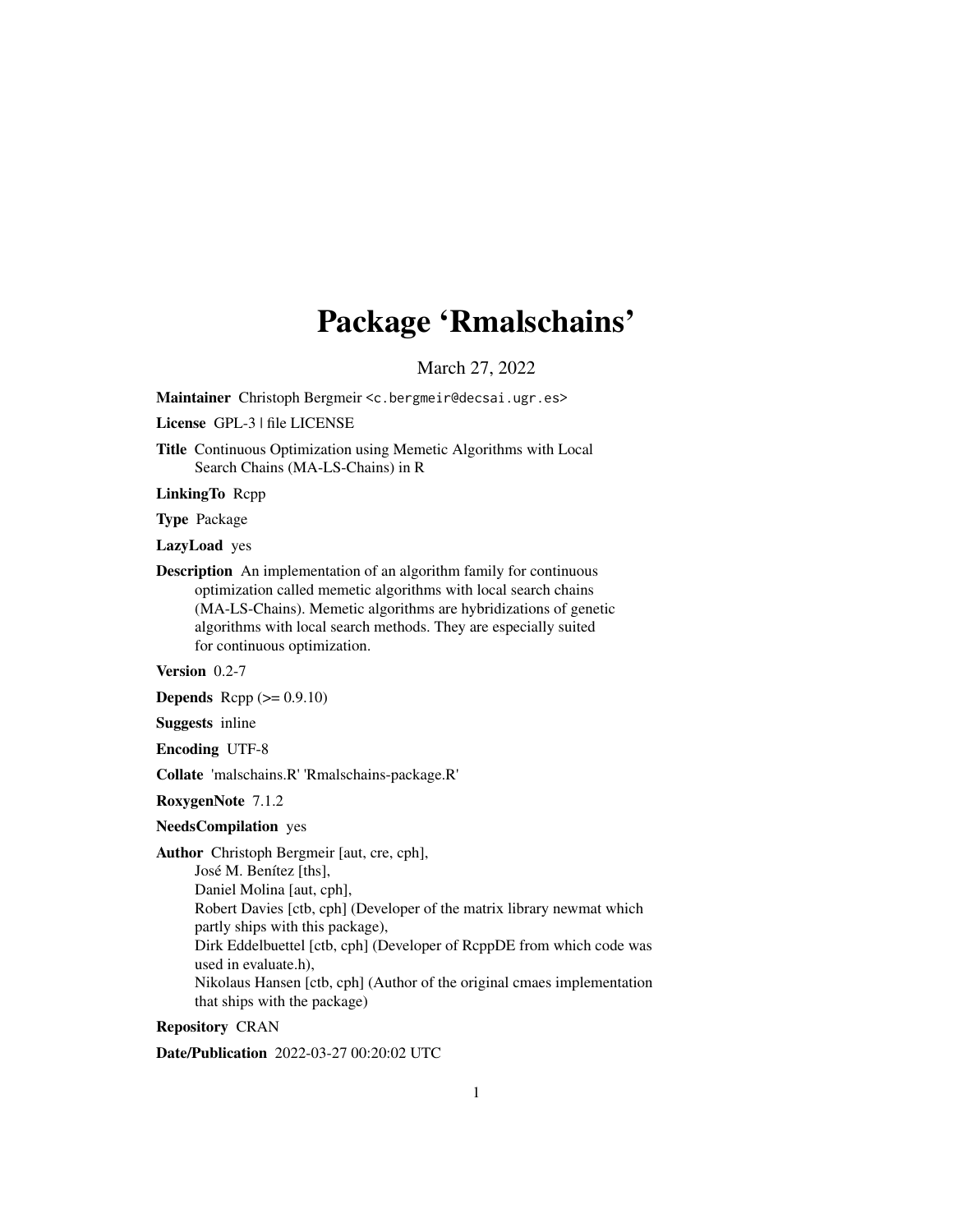# Package 'Rmalschains'

March 27, 2022

**Maintainer** Christoph Bergmeir <c.bergmeir@decsai.ugr.es>

**License** GPL-3 | file LICENSE

**Title** Continuous Optimization using Memetic Algorithms with Local Search Chains (MA-LS-Chains) in R

**LinkingTo** Rcpp

**Type** Package

**LazyLoad** yes

**Description** An implementation of an algorithm family for continuous optimization called memetic algorithms with local search chains (MA-LS-Chains). Memetic algorithms are hybridizations of genetic algorithms with local search methods. They are especially suited for continuous optimization.

**Version** 0.2-7

**Depends** Rcpp (>= 0.9.10)

**Suggests** inline

**Encoding** UTF-8

**Collate** 'malschains.R' 'Rmalschains-package.R'

**RoxygenNote** 7.1.2

**NeedsCompilation** yes

**Author** Christoph Bergmeir [aut, cre, cph],
José M. Benítez [ths],
Daniel Molina [aut, cph],
Robert Davies [ctb, cph] (Developer of the matrix library newmat which partly ships with this package),
Dirk Eddelbuettel [ctb, cph] (Developer of RcppDE from which code was used in evaluate.h),
Nikolaus Hansen [ctb, cph] (Author of the original cmaes implementation that ships with the package)

**Repository** CRAN

**Date/Publication** 2022-03-27 00:20:02 UTC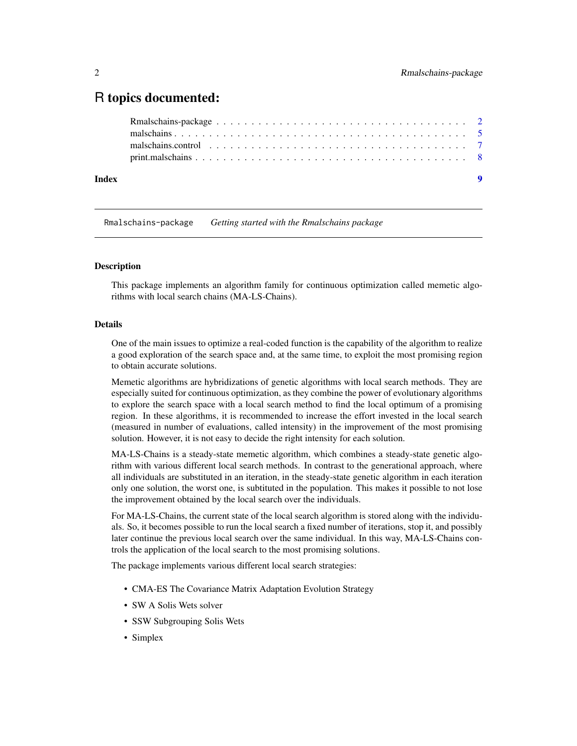# R topics documented:

Rmalschains-package . . . . . . . . . . . . . . . . . . . . . . . . . . . . . . . . . . . . 2
malschains . . . . . . . . . . . . . . . . . . . . . . . . . . . . . . . . . . . . . . . . . 5
malschains.control . . . . . . . . . . . . . . . . . . . . . . . . . . . . . . . . . . . . . 7
print.malschains . . . . . . . . . . . . . . . . . . . . . . . . . . . . . . . . . . . . . . 8

**Index** **9**

---

`Rmalschains-package` *Getting started with the Rmalschains package*

---

### Description

This package implements an algorithm family for continuous optimization called memetic algorithms with local search chains (MA-LS-Chains).

### Details

One of the main issues to optimize a real-coded function is the capability of the algorithm to realize a good exploration of the search space and, at the same time, to exploit the most promising region to obtain accurate solutions.

Memetic algorithms are hybridizations of genetic algorithms with local search methods. They are especially suited for continuous optimization, as they combine the power of evolutionary algorithms to explore the search space with a local search method to find the local optimum of a promising region. In these algorithms, it is recommended to increase the effort invested in the local search (measured in number of evaluations, called intensity) in the improvement of the most promising solution. However, it is not easy to decide the right intensity for each solution.

MA-LS-Chains is a steady-state memetic algorithm, which combines a steady-state genetic algorithm with various different local search methods. In contrast to the generational approach, where all individuals are substituted in an iteration, in the steady-state genetic algorithm in each iteration only one solution, the worst one, is subtituted in the population. This makes it possible to not lose the improvement obtained by the local search over the individuals.

For MA-LS-Chains, the current state of the local search algorithm is stored along with the individuals. So, it becomes possible to run the local search a fixed number of iterations, stop it, and possibly later continue the previous local search over the same individual. In this way, MA-LS-Chains controls the application of the local search to the most promising solutions.

The package implements various different local search strategies:

- CMA-ES The Covariance Matrix Adaptation Evolution Strategy
- SW A Solis Wets solver
- SSW Subgrouping Solis Wets
- Simplex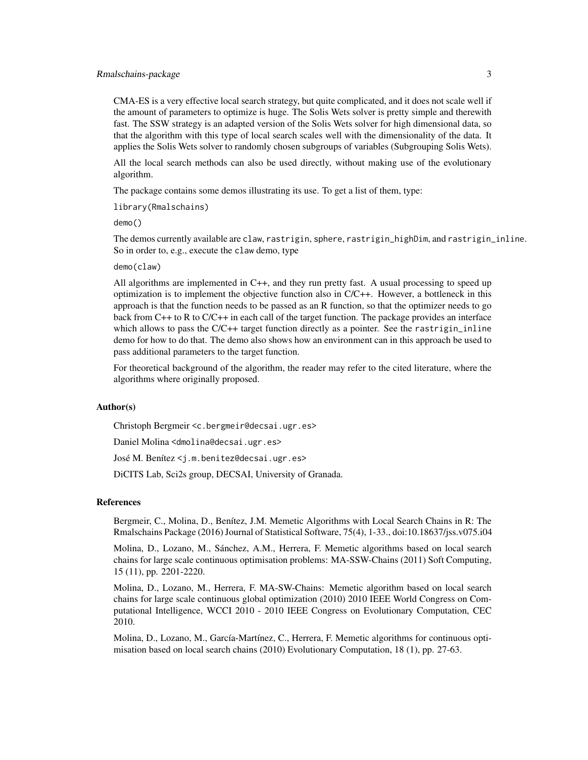CMA-ES is a very effective local search strategy, but quite complicated, and it does not scale well if the amount of parameters to optimize is huge. The Solis Wets solver is pretty simple and therewith fast. The SSW strategy is an adapted version of the Solis Wets solver for high dimensional data, so that the algorithm with this type of local search scales well with the dimensionality of the data. It applies the Solis Wets solver to randomly chosen subgroups of variables (Subgrouping Solis Wets).

All the local search methods can also be used directly, without making use of the evolutionary algorithm.

The package contains some demos illustrating its use. To get a list of them, type:

```
library(Rmalschains)
```

```
demo()
```

The demos currently available are `claw`, `rastrigin`, `sphere`, `rastrigin_highDim`, and `rastrigin_inline`. So in order to, e.g., execute the `claw` demo, type

```
demo(claw)
```

All algorithms are implemented in C++, and they run pretty fast. A usual processing to speed up optimization is to implement the objective function also in C/C++. However, a bottleneck in this approach is that the function needs to be passed as an R function, so that the optimizer needs to go back from C++ to R to C/C++ in each call of the target function. The package provides an interface which allows to pass the C/C++ target function directly as a pointer. See the `rastrigin_inline` demo for how to do that. The demo also shows how an environment can in this approach be used to pass additional parameters to the target function.

For theoretical background of the algorithm, the reader may refer to the cited literature, where the algorithms where originally proposed.

## Author(s)

Christoph Bergmeir <c.bergmeir@decsai.ugr.es>

Daniel Molina <dmolina@decsai.ugr.es>

José M. Benítez <j.m.benitez@decsai.ugr.es>

DiCITS Lab, Sci2s group, DECSAI, University of Granada.

## References

Bergmeir, C., Molina, D., Benítez, J.M. Memetic Algorithms with Local Search Chains in R: The Rmalschains Package (2016) Journal of Statistical Software, 75(4), 1-33., doi:10.18637/jss.v075.i04

Molina, D., Lozano, M., Sánchez, A.M., Herrera, F. Memetic algorithms based on local search chains for large scale continuous optimisation problems: MA-SSW-Chains (2011) Soft Computing, 15 (11), pp. 2201-2220.

Molina, D., Lozano, M., Herrera, F. MA-SW-Chains: Memetic algorithm based on local search chains for large scale continuous global optimization (2010) 2010 IEEE World Congress on Computational Intelligence, WCCI 2010 - 2010 IEEE Congress on Evolutionary Computation, CEC 2010.

Molina, D., Lozano, M., García-Martínez, C., Herrera, F. Memetic algorithms for continuous optimisation based on local search chains (2010) Evolutionary Computation, 18 (1), pp. 27-63.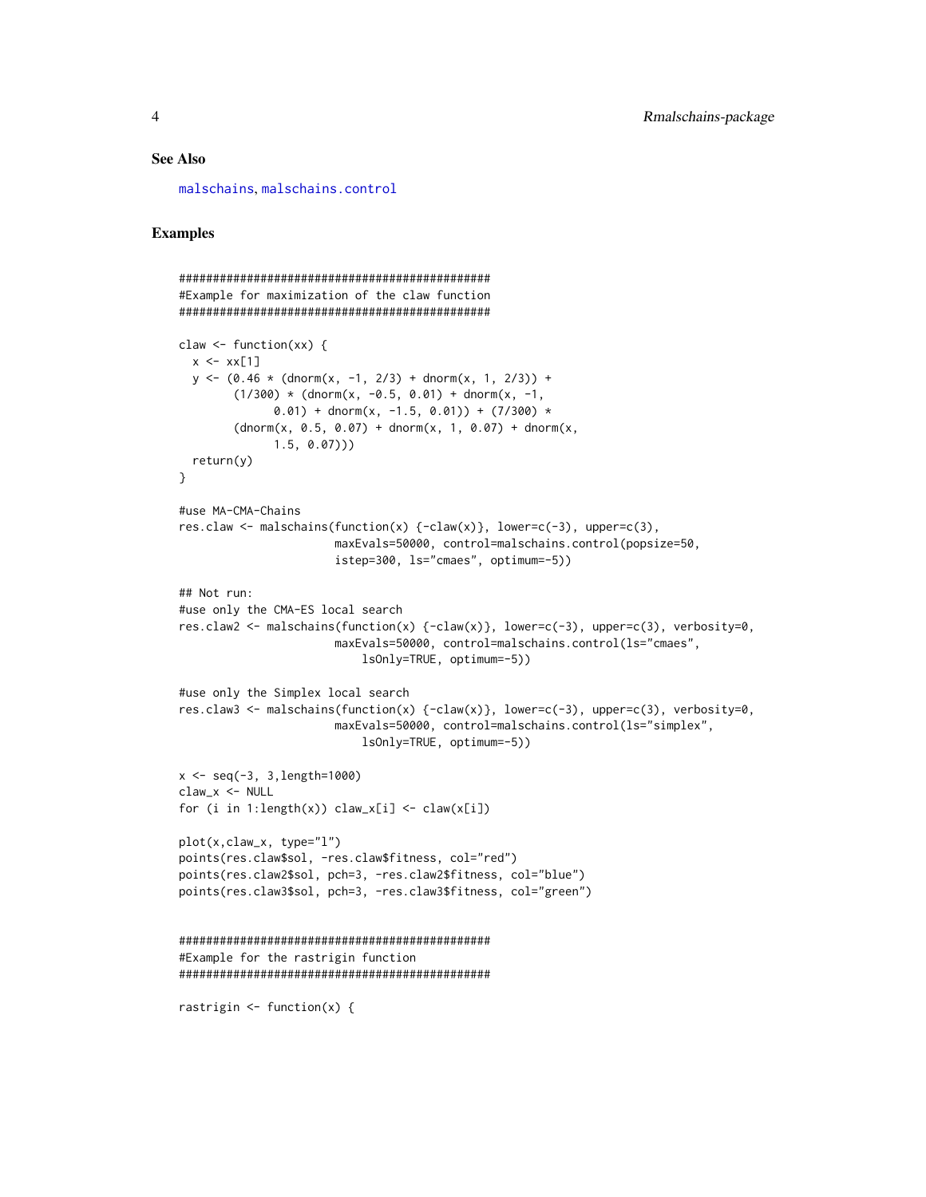### See Also

malschains, malschains.control

### Examples

```
##############################################
#Example for maximization of the claw function
##############################################

claw <- function(xx) {
  x <- xx[1]
  y <- (0.46 * (dnorm(x, -1, 2/3) + dnorm(x, 1, 2/3)) +
        (1/300) * (dnorm(x, -0.5, 0.01) + dnorm(x, -1,
              0.01) + dnorm(x, -1.5, 0.01)) + (7/300) *
        (dnorm(x, 0.5, 0.07) + dnorm(x, 1, 0.07) + dnorm(x,
              1.5, 0.07)))
  return(y)
}

#use MA-CMA-Chains
res.claw <- malschains(function(x) {-claw(x)}, lower=c(-3), upper=c(3),
                       maxEvals=50000, control=malschains.control(popsize=50,
                       istep=300, ls="cmaes", optimum=-5))

## Not run:
#use only the CMA-ES local search
res.claw2 <- malschains(function(x) {-claw(x)}, lower=c(-3), upper=c(3), verbosity=0,
                       maxEvals=50000, control=malschains.control(ls="cmaes",
                           lsOnly=TRUE, optimum=-5))

#use only the Simplex local search
res.claw3 <- malschains(function(x) {-claw(x)}, lower=c(-3), upper=c(3), verbosity=0,
                       maxEvals=50000, control=malschains.control(ls="simplex",
                           lsOnly=TRUE, optimum=-5))

x <- seq(-3, 3,length=1000)
claw_x <- NULL
for (i in 1:length(x)) claw_x[i] <- claw(x[i])

plot(x,claw_x, type="l")
points(res.claw$sol, -res.claw$fitness, col="red")
points(res.claw2$sol, pch=3, -res.claw2$fitness, col="blue")
points(res.claw3$sol, pch=3, -res.claw3$fitness, col="green")


##############################################
#Example for the rastrigin function
##############################################

rastrigin <- function(x) {
```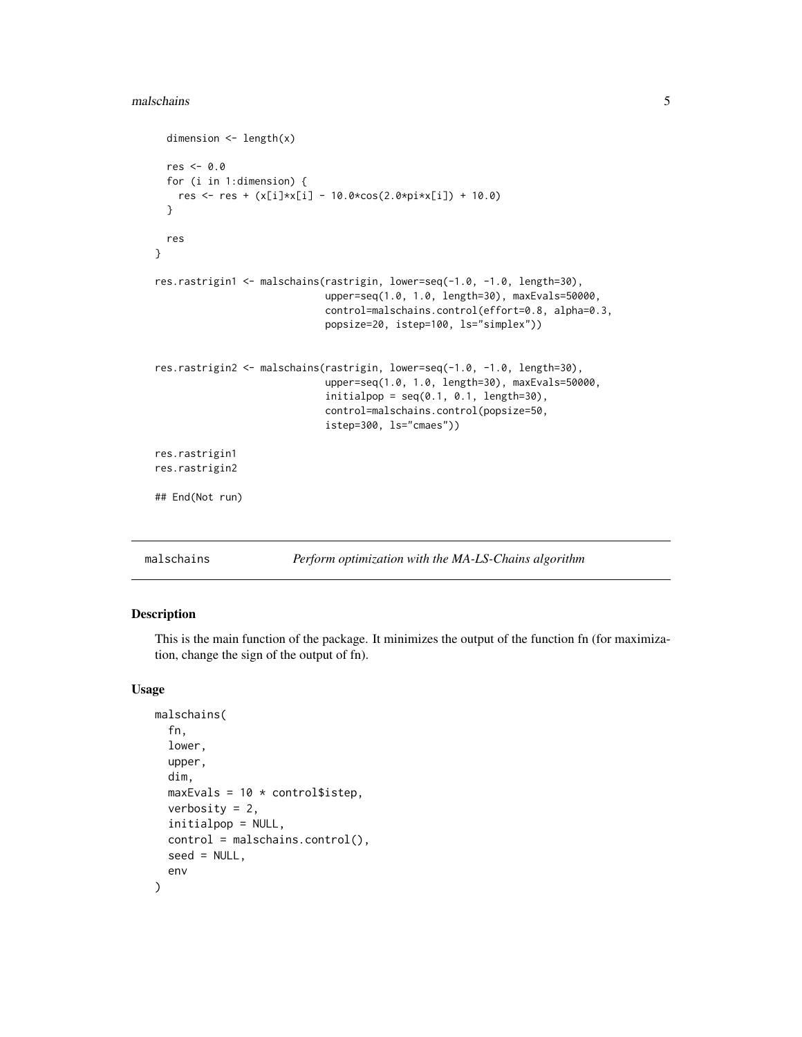```
  dimension <- length(x)

  res <- 0.0
  for (i in 1:dimension) {
    res <- res + (x[i]*x[i] - 10.0*cos(2.0*pi*x[i]) + 10.0)
  }

  res
}

res.rastrigin1 <- malschains(rastrigin, lower=seq(-1.0, -1.0, length=30),
                             upper=seq(1.0, 1.0, length=30), maxEvals=50000,
                             control=malschains.control(effort=0.8, alpha=0.3,
                             popsize=20, istep=100, ls="simplex"))


res.rastrigin2 <- malschains(rastrigin, lower=seq(-1.0, -1.0, length=30),
                             upper=seq(1.0, 1.0, length=30), maxEvals=50000,
                             initialpop = seq(0.1, 0.1, length=30),
                             control=malschains.control(popsize=50,
                             istep=300, ls="cmaes"))

res.rastrigin1
res.rastrigin2

## End(Not run)
```

---

## malschains — *Perform optimization with the MA-LS-Chains algorithm*

### Description

This is the main function of the package. It minimizes the output of the function fn (for maximization, change the sign of the output of fn).

### Usage

```
malschains(
  fn,
  lower,
  upper,
  dim,
  maxEvals = 10 * control$istep,
  verbosity = 2,
  initialpop = NULL,
  control = malschains.control(),
  seed = NULL,
  env
)
```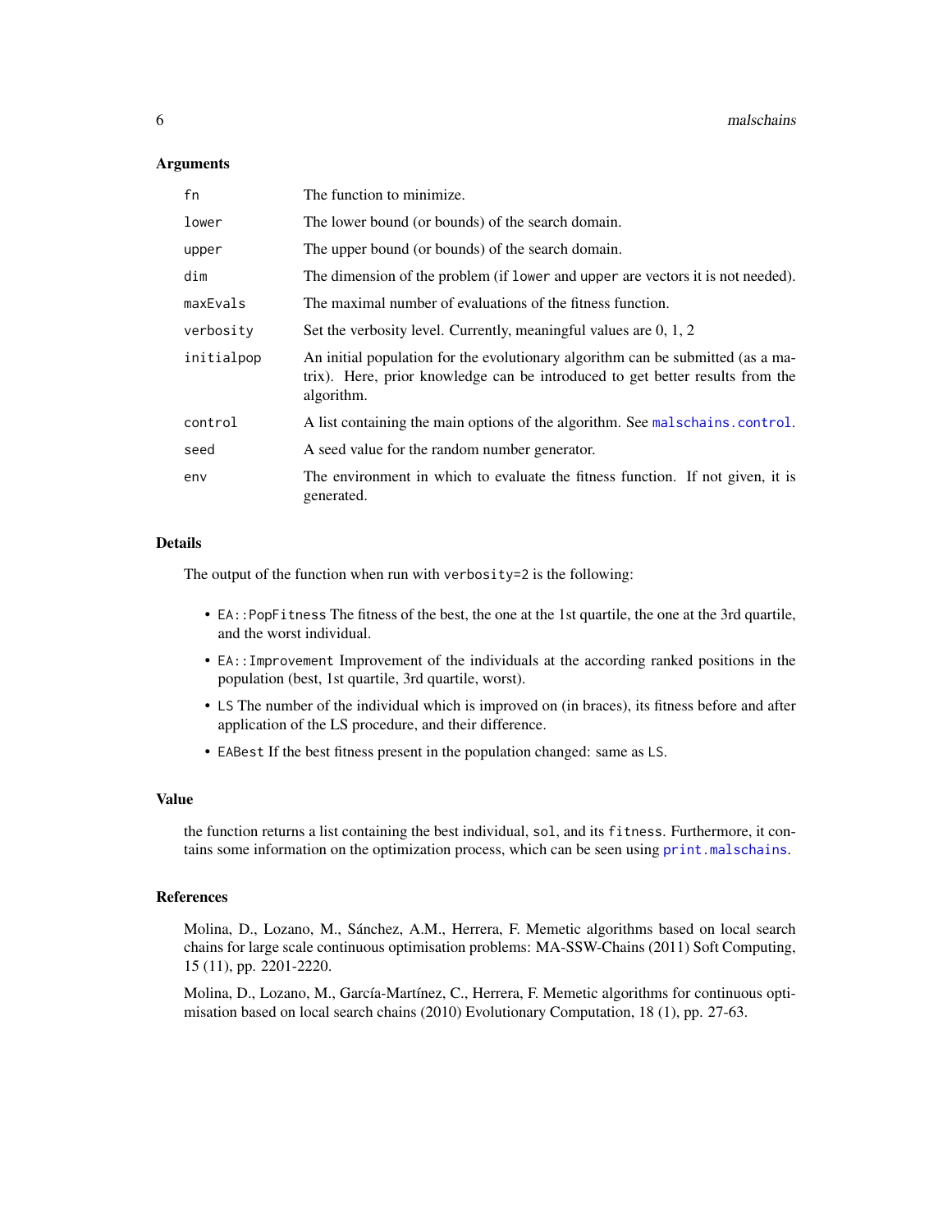### Arguments

| | |
|---|---|
| `fn` | The function to minimize. |
| `lower` | The lower bound (or bounds) of the search domain. |
| `upper` | The upper bound (or bounds) of the search domain. |
| `dim` | The dimension of the problem (if `lower` and `upper` are vectors it is not needed). |
| `maxEvals` | The maximal number of evaluations of the fitness function. |
| `verbosity` | Set the verbosity level. Currently, meaningful values are 0, 1, 2 |
| `initialpop` | An initial population for the evolutionary algorithm can be submitted (as a matrix). Here, prior knowledge can be introduced to get better results from the algorithm. |
| `control` | A list containing the main options of the algorithm. See `malschains.control`. |
| `seed` | A seed value for the random number generator. |
| `env` | The environment in which to evaluate the fitness function. If not given, it is generated. |

### Details

The output of the function when run with `verbosity=2` is the following:

- `EA::PopFitness` The fitness of the best, the one at the 1st quartile, the one at the 3rd quartile, and the worst individual.
- `EA::Improvement` Improvement of the individuals at the according ranked positions in the population (best, 1st quartile, 3rd quartile, worst).
- `LS` The number of the individual which is improved on (in braces), its fitness before and after application of the LS procedure, and their difference.
- `EABest` If the best fitness present in the population changed: same as `LS`.

### Value

the function returns a list containing the best individual, `sol`, and its `fitness`. Furthermore, it contains some information on the optimization process, which can be seen using `print.malschains`.

### References

Molina, D., Lozano, M., Sánchez, A.M., Herrera, F. Memetic algorithms based on local search chains for large scale continuous optimisation problems: MA-SSW-Chains (2011) Soft Computing, 15 (11), pp. 2201-2220.

Molina, D., Lozano, M., García-Martínez, C., Herrera, F. Memetic algorithms for continuous optimisation based on local search chains (2010) Evolutionary Computation, 18 (1), pp. 27-63.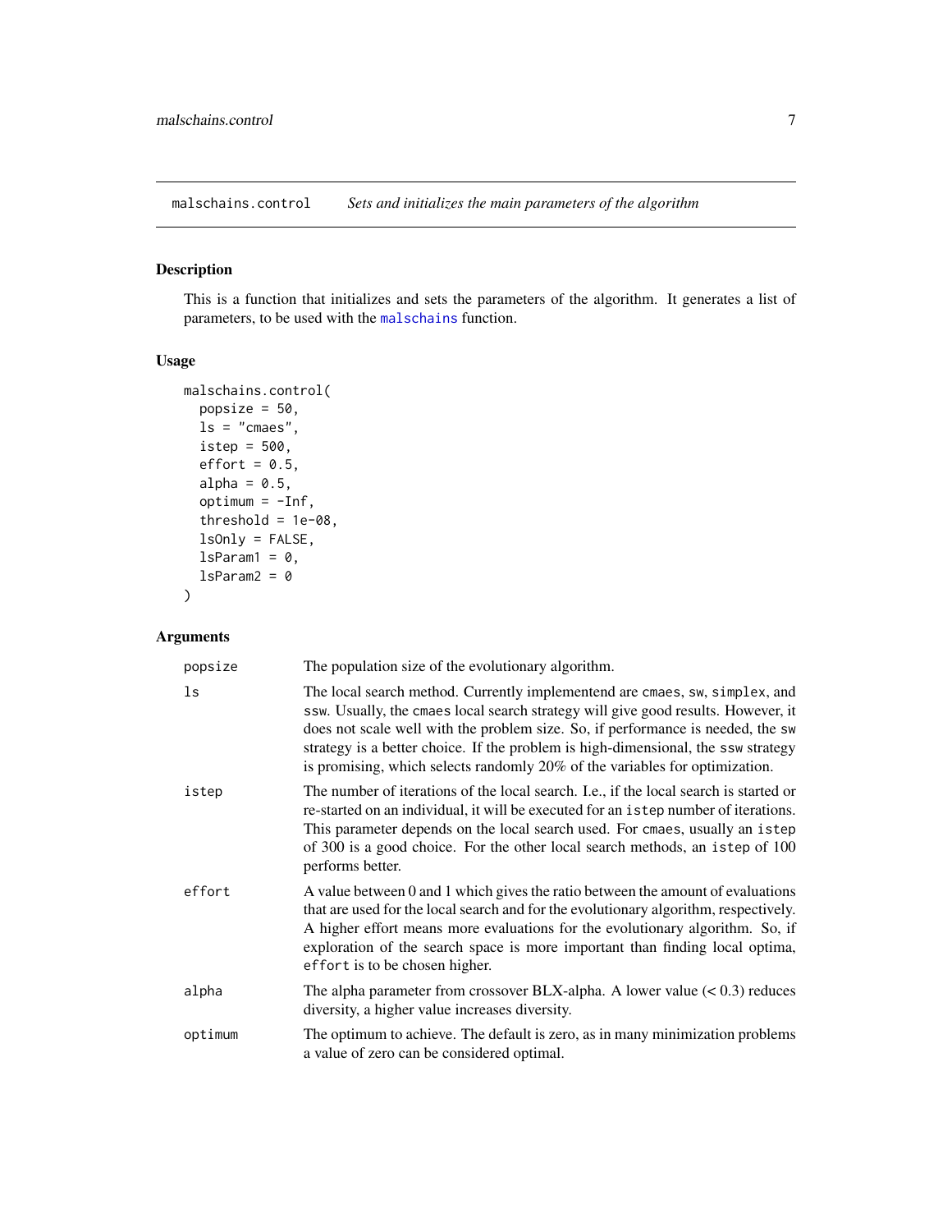malschains.control *Sets and initializes the main parameters of the algorithm*

## Description

This is a function that initializes and sets the parameters of the algorithm. It generates a list of parameters, to be used with the malschains function.

## Usage

```
malschains.control(
  popsize = 50,
  ls = "cmaes",
  istep = 500,
  effort = 0.5,
  alpha = 0.5,
  optimum = -Inf,
  threshold = 1e-08,
  lsOnly = FALSE,
  lsParam1 = 0,
  lsParam2 = 0
)
```

## Arguments

| | |
|---|---|
| popsize | The population size of the evolutionary algorithm. |
| ls | The local search method. Currently implementend are cmaes, sw, simplex, and ssw. Usually, the cmaes local search strategy will give good results. However, it does not scale well with the problem size. So, if performance is needed, the sw strategy is a better choice. If the problem is high-dimensional, the ssw strategy is promising, which selects randomly 20% of the variables for optimization. |
| istep | The number of iterations of the local search. I.e., if the local search is started or re-started on an individual, it will be executed for an istep number of iterations. This parameter depends on the local search used. For cmaes, usually an istep of 300 is a good choice. For the other local search methods, an istep of 100 performs better. |
| effort | A value between 0 and 1 which gives the ratio between the amount of evaluations that are used for the local search and for the evolutionary algorithm, respectively. A higher effort means more evaluations for the evolutionary algorithm. So, if exploration of the search space is more important than finding local optima, effort is to be chosen higher. |
| alpha | The alpha parameter from crossover BLX-alpha. A lower value (< 0.3) reduces diversity, a higher value increases diversity. |
| optimum | The optimum to achieve. The default is zero, as in many minimization problems a value of zero can be considered optimal. |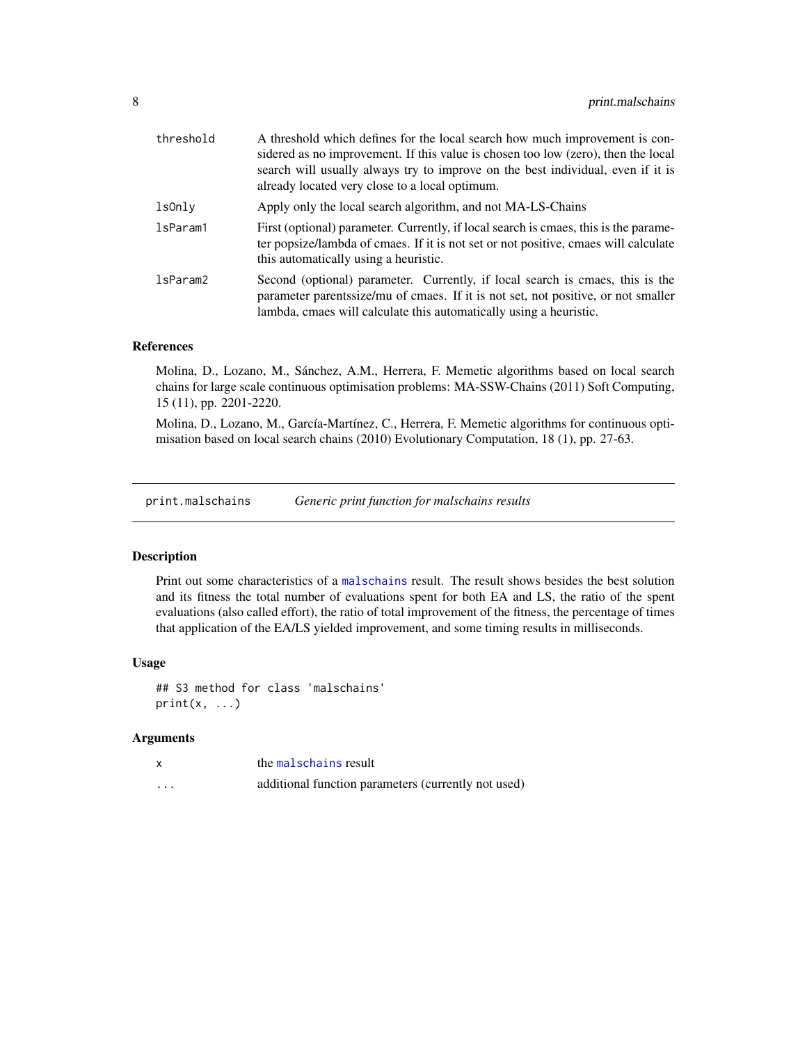| | |
|---|---|
| threshold | A threshold which defines for the local search how much improvement is considered as no improvement. If this value is chosen too low (zero), then the local search will usually always try to improve on the best individual, even if it is already located very close to a local optimum. |
| lsOnly | Apply only the local search algorithm, and not MA-LS-Chains |
| lsParam1 | First (optional) parameter. Currently, if local search is cmaes, this is the parameter popsize/lambda of cmaes. If it is not set or not positive, cmaes will calculate this automatically using a heuristic. |
| lsParam2 | Second (optional) parameter. Currently, if local search is cmaes, this is the parameter parentssize/mu of cmaes. If it is not set, not positive, or not smaller lambda, cmaes will calculate this automatically using a heuristic. |

### References

Molina, D., Lozano, M., Sánchez, A.M., Herrera, F. Memetic algorithms based on local search chains for large scale continuous optimisation problems: MA-SSW-Chains (2011) Soft Computing, 15 (11), pp. 2201-2220.

Molina, D., Lozano, M., García-Martínez, C., Herrera, F. Memetic algorithms for continuous optimisation based on local search chains (2010) Evolutionary Computation, 18 (1), pp. 27-63.

## print.malschains — *Generic print function for malschains results*

### Description

Print out some characteristics of a malschains result. The result shows besides the best solution and its fitness the total number of evaluations spent for both EA and LS, the ratio of the spent evaluations (also called effort), the ratio of total improvement of the fitness, the percentage of times that application of the EA/LS yielded improvement, and some timing results in milliseconds.

### Usage

```
## S3 method for class 'malschains'
print(x, ...)
```

### Arguments

| | |
|---|---|
| x | the malschains result |
| ... | additional function parameters (currently not used) |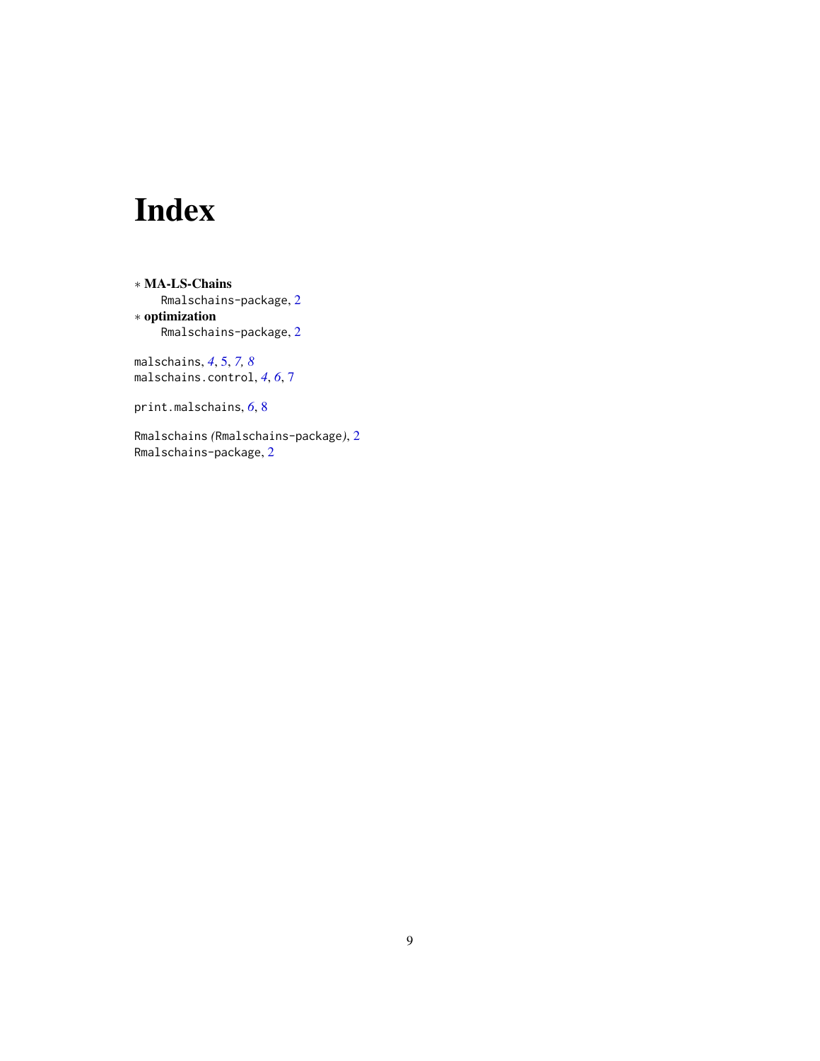# Index

∗ **MA-LS-Chains**
  Rmalschains-package, 2

∗ **optimization**
  Rmalschains-package, 2

malschains, *4*, 5, *7, 8*
malschains.control, *4*, *6*, 7

print.malschains, *6*, 8

Rmalschains *(*Rmalschains-package*)*, 2
Rmalschains-package, 2